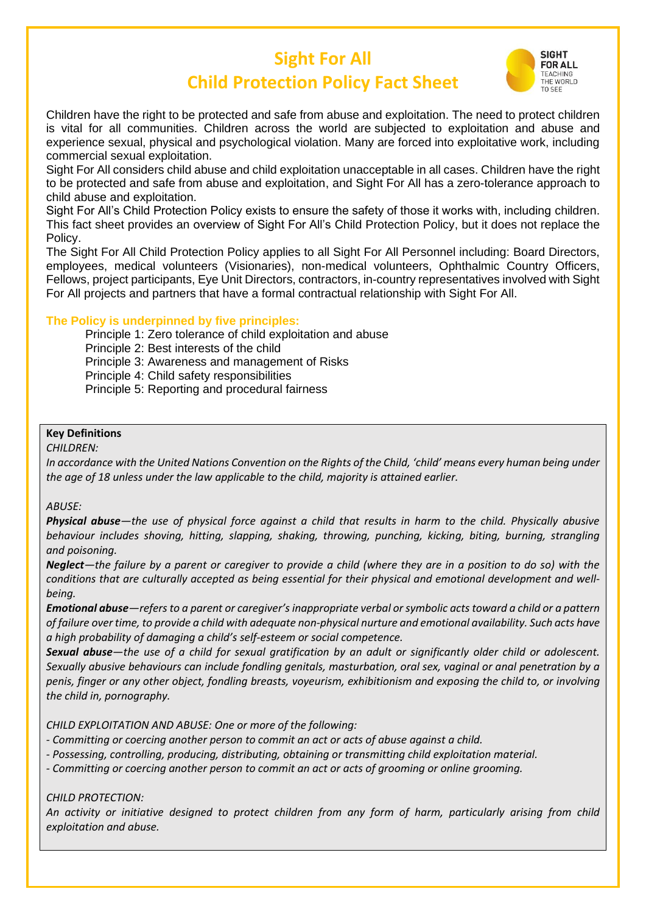# Sight For All
# Child Protection Policy Fact Sheet

SIGHT FOR ALL
TEACHING THE WORLD TO SEE

Children have the right to be protected and safe from abuse and exploitation. The need to protect children is vital for all communities. Children across the world are subjected to exploitation and abuse and experience sexual, physical and psychological violation. Many are forced into exploitative work, including commercial sexual exploitation.

Sight For All considers child abuse and child exploitation unacceptable in all cases. Children have the right to be protected and safe from abuse and exploitation, and Sight For All has a zero-tolerance approach to child abuse and exploitation.

Sight For All's Child Protection Policy exists to ensure the safety of those it works with, including children. This fact sheet provides an overview of Sight For All's Child Protection Policy, but it does not replace the Policy.

The Sight For All Child Protection Policy applies to all Sight For All Personnel including: Board Directors, employees, medical volunteers (Visionaries), non-medical volunteers, Ophthalmic Country Officers, Fellows, project participants, Eye Unit Directors, contractors, in-country representatives involved with Sight For All projects and partners that have a formal contractual relationship with Sight For All.

### The Policy is underpinned by five principles:

- Principle 1: Zero tolerance of child exploitation and abuse
- Principle 2: Best interests of the child
- Principle 3: Awareness and management of Risks
- Principle 4: Child safety responsibilities
- Principle 5: Reporting and procedural fairness

**Key Definitions**

*CHILDREN:*

*In accordance with the United Nations Convention on the Rights of the Child, 'child' means every human being under the age of 18 unless under the law applicable to the child, majority is attained earlier.*

*ABUSE:*

***Physical abuse****—the use of physical force against a child that results in harm to the child. Physically abusive behaviour includes shoving, hitting, slapping, shaking, throwing, punching, kicking, biting, burning, strangling and poisoning.*

***Neglect****—the failure by a parent or caregiver to provide a child (where they are in a position to do so) with the conditions that are culturally accepted as being essential for their physical and emotional development and well-being.*

***Emotional abuse****—refers to a parent or caregiver's inappropriate verbal or symbolic acts toward a child or a pattern of failure over time, to provide a child with adequate non-physical nurture and emotional availability. Such acts have a high probability of damaging a child's self-esteem or social competence.*

***Sexual abuse****—the use of a child for sexual gratification by an adult or significantly older child or adolescent. Sexually abusive behaviours can include fondling genitals, masturbation, oral sex, vaginal or anal penetration by a penis, finger or any other object, fondling breasts, voyeurism, exhibitionism and exposing the child to, or involving the child in, pornography.*

*CHILD EXPLOITATION AND ABUSE: One or more of the following:*

- *Committing or coercing another person to commit an act or acts of abuse against a child.*
- *Possessing, controlling, producing, distributing, obtaining or transmitting child exploitation material.*
- *Committing or coercing another person to commit an act or acts of grooming or online grooming.*

*CHILD PROTECTION:*

*An activity or initiative designed to protect children from any form of harm, particularly arising from child exploitation and abuse.*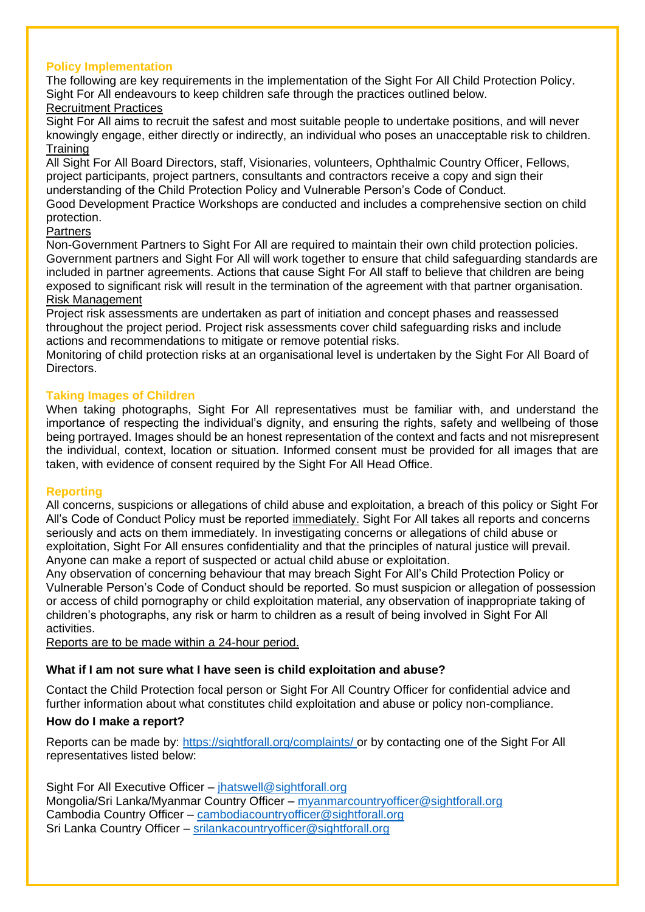## Policy Implementation

The following are key requirements in the implementation of the Sight For All Child Protection Policy. Sight For All endeavours to keep children safe through the practices outlined below.

Recruitment Practices

Sight For All aims to recruit the safest and most suitable people to undertake positions, and will never knowingly engage, either directly or indirectly, an individual who poses an unacceptable risk to children.

Training

All Sight For All Board Directors, staff, Visionaries, volunteers, Ophthalmic Country Officer, Fellows, project participants, project partners, consultants and contractors receive a copy and sign their understanding of the Child Protection Policy and Vulnerable Person's Code of Conduct.

Good Development Practice Workshops are conducted and includes a comprehensive section on child protection.

Partners

Non-Government Partners to Sight For All are required to maintain their own child protection policies. Government partners and Sight For All will work together to ensure that child safeguarding standards are included in partner agreements. Actions that cause Sight For All staff to believe that children are being exposed to significant risk will result in the termination of the agreement with that partner organisation.

Risk Management

Project risk assessments are undertaken as part of initiation and concept phases and reassessed throughout the project period. Project risk assessments cover child safeguarding risks and include actions and recommendations to mitigate or remove potential risks.

Monitoring of child protection risks at an organisational level is undertaken by the Sight For All Board of Directors.

## Taking Images of Children

When taking photographs, Sight For All representatives must be familiar with, and understand the importance of respecting the individual's dignity, and ensuring the rights, safety and wellbeing of those being portrayed. Images should be an honest representation of the context and facts and not misrepresent the individual, context, location or situation. Informed consent must be provided for all images that are taken, with evidence of consent required by the Sight For All Head Office.

## Reporting

All concerns, suspicions or allegations of child abuse and exploitation, a breach of this policy or Sight For All's Code of Conduct Policy must be reported immediately. Sight For All takes all reports and concerns seriously and acts on them immediately. In investigating concerns or allegations of child abuse or exploitation, Sight For All ensures confidentiality and that the principles of natural justice will prevail. Anyone can make a report of suspected or actual child abuse or exploitation.

Any observation of concerning behaviour that may breach Sight For All's Child Protection Policy or Vulnerable Person's Code of Conduct should be reported. So must suspicion or allegation of possession or access of child pornography or child exploitation material, any observation of inappropriate taking of children's photographs, any risk or harm to children as a result of being involved in Sight For All activities.

Reports are to be made within a 24-hour period.

**What if I am not sure what I have seen is child exploitation and abuse?**

Contact the Child Protection focal person or Sight For All Country Officer for confidential advice and further information about what constitutes child exploitation and abuse or policy non-compliance.

**How do I make a report?**

Reports can be made by: https://sightforall.org/complaints/ or by contacting one of the Sight For All representatives listed below:

Sight For All Executive Officer – jhatswell@sightforall.org
Mongolia/Sri Lanka/Myanmar Country Officer – myanmarcountryofficer@sightforall.org
Cambodia Country Officer – cambodiacountryofficer@sightforall.org
Sri Lanka Country Officer – srilankacountryofficer@sightforall.org